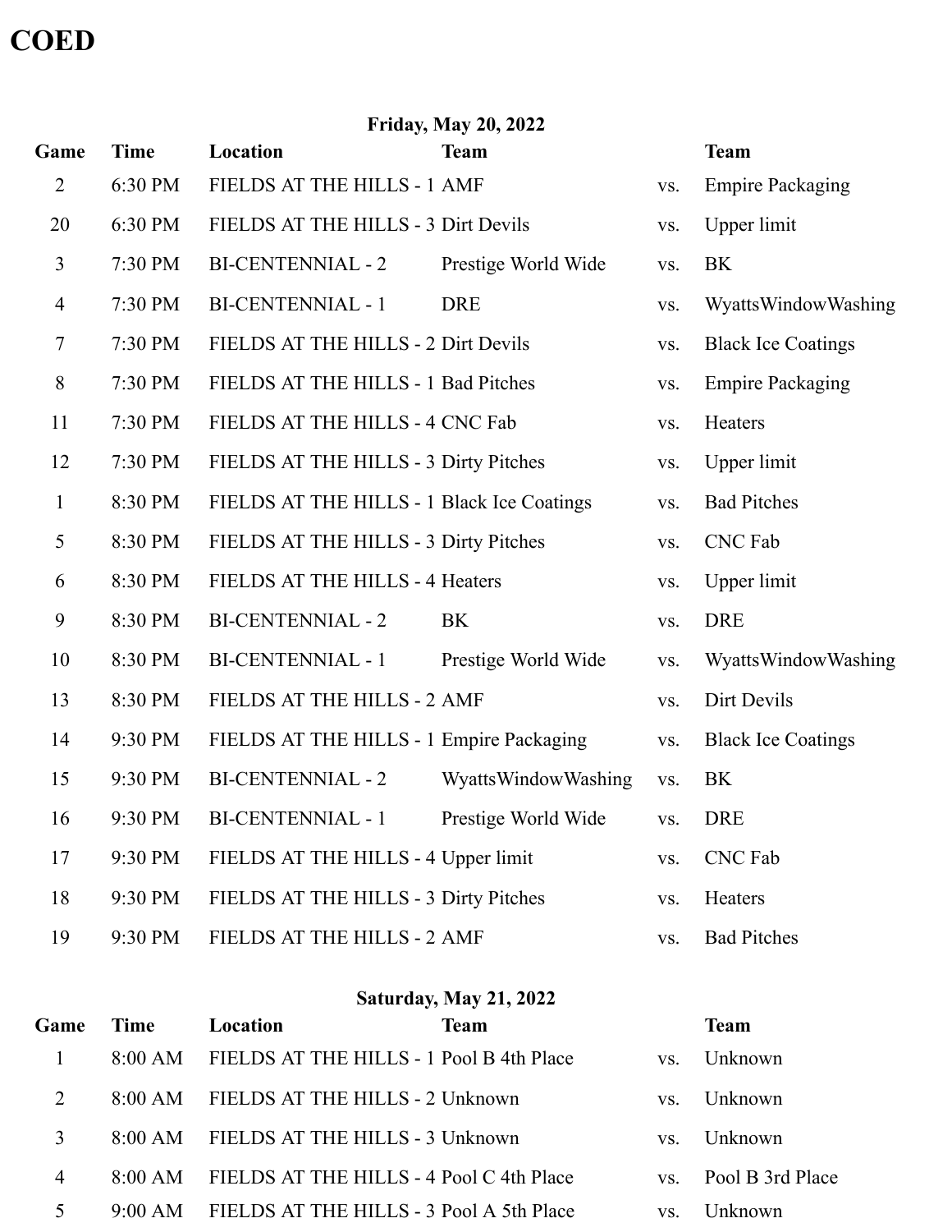# COED

**Friday, May 20, 2022**

| Game | Time | Location | Team | | Team |
| --- | --- | --- | --- | --- | --- |
| 2 | 6:30 PM | FIELDS AT THE HILLS - 1 | AMF | vs. | Empire Packaging |
| 20 | 6:30 PM | FIELDS AT THE HILLS - 3 | Dirt Devils | vs. | Upper limit |
| 3 | 7:30 PM | BI-CENTENNIAL - 2 | Prestige World Wide | vs. | BK |
| 4 | 7:30 PM | BI-CENTENNIAL - 1 | DRE | vs. | WyattsWindowWashing |
| 7 | 7:30 PM | FIELDS AT THE HILLS - 2 | Dirt Devils | vs. | Black Ice Coatings |
| 8 | 7:30 PM | FIELDS AT THE HILLS - 1 | Bad Pitches | vs. | Empire Packaging |
| 11 | 7:30 PM | FIELDS AT THE HILLS - 4 | CNC Fab | vs. | Heaters |
| 12 | 7:30 PM | FIELDS AT THE HILLS - 3 | Dirty Pitches | vs. | Upper limit |
| 1 | 8:30 PM | FIELDS AT THE HILLS - 1 | Black Ice Coatings | vs. | Bad Pitches |
| 5 | 8:30 PM | FIELDS AT THE HILLS - 3 | Dirty Pitches | vs. | CNC Fab |
| 6 | 8:30 PM | FIELDS AT THE HILLS - 4 | Heaters | vs. | Upper limit |
| 9 | 8:30 PM | BI-CENTENNIAL - 2 | BK | vs. | DRE |
| 10 | 8:30 PM | BI-CENTENNIAL - 1 | Prestige World Wide | vs. | WyattsWindowWashing |
| 13 | 8:30 PM | FIELDS AT THE HILLS - 2 | AMF | vs. | Dirt Devils |
| 14 | 9:30 PM | FIELDS AT THE HILLS - 1 | Empire Packaging | vs. | Black Ice Coatings |
| 15 | 9:30 PM | BI-CENTENNIAL - 2 | WyattsWindowWashing | vs. | BK |
| 16 | 9:30 PM | BI-CENTENNIAL - 1 | Prestige World Wide | vs. | DRE |
| 17 | 9:30 PM | FIELDS AT THE HILLS - 4 | Upper limit | vs. | CNC Fab |
| 18 | 9:30 PM | FIELDS AT THE HILLS - 3 | Dirty Pitches | vs. | Heaters |
| 19 | 9:30 PM | FIELDS AT THE HILLS - 2 | AMF | vs. | Bad Pitches |

**Saturday, May 21, 2022**

| Game | Time | Location | Team | | Team |
| --- | --- | --- | --- | --- | --- |
| 1 | 8:00 AM | FIELDS AT THE HILLS - 1 | Pool B 4th Place | vs. | Unknown |
| 2 | 8:00 AM | FIELDS AT THE HILLS - 2 | Unknown | vs. | Unknown |
| 3 | 8:00 AM | FIELDS AT THE HILLS - 3 | Unknown | vs. | Unknown |
| 4 | 8:00 AM | FIELDS AT THE HILLS - 4 | Pool C 4th Place | vs. | Pool B 3rd Place |
| 5 | 9:00 AM | FIELDS AT THE HILLS - 3 | Pool A 5th Place | vs. | Unknown |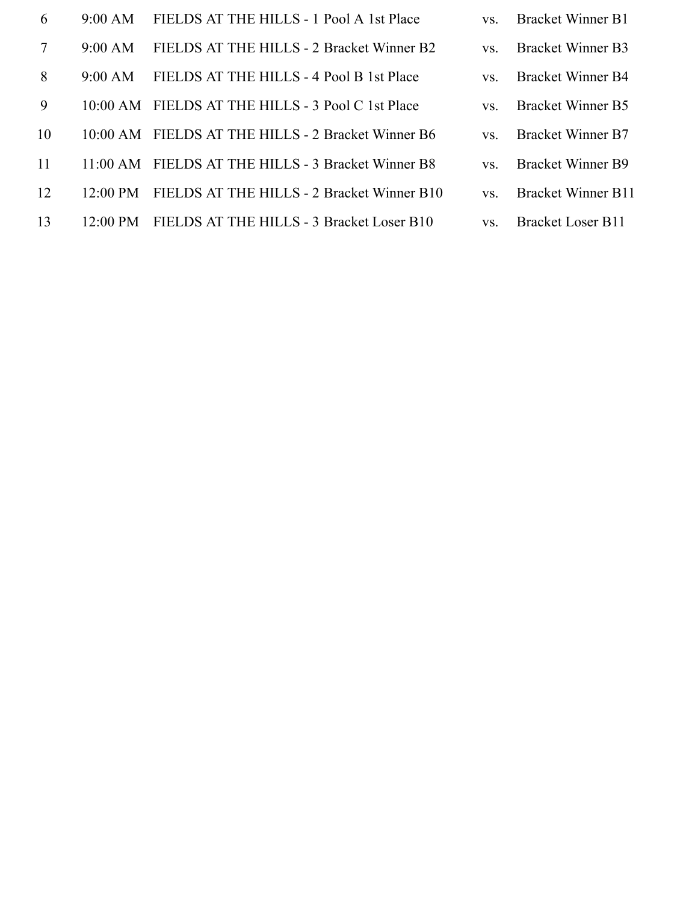| | | | | | |
|---|---|---|---|---|---|
| 6 | 9:00 AM | FIELDS AT THE HILLS - 1 | Pool A 1st Place | vs. | Bracket Winner B1 |
| 7 | 9:00 AM | FIELDS AT THE HILLS - 2 | Bracket Winner B2 | vs. | Bracket Winner B3 |
| 8 | 9:00 AM | FIELDS AT THE HILLS - 4 | Pool B 1st Place | vs. | Bracket Winner B4 |
| 9 | 10:00 AM | FIELDS AT THE HILLS - 3 | Pool C 1st Place | vs. | Bracket Winner B5 |
| 10 | 10:00 AM | FIELDS AT THE HILLS - 2 | Bracket Winner B6 | vs. | Bracket Winner B7 |
| 11 | 11:00 AM | FIELDS AT THE HILLS - 3 | Bracket Winner B8 | vs. | Bracket Winner B9 |
| 12 | 12:00 PM | FIELDS AT THE HILLS - 2 | Bracket Winner B10 | vs. | Bracket Winner B11 |
| 13 | 12:00 PM | FIELDS AT THE HILLS - 3 | Bracket Loser B10 | vs. | Bracket Loser B11 |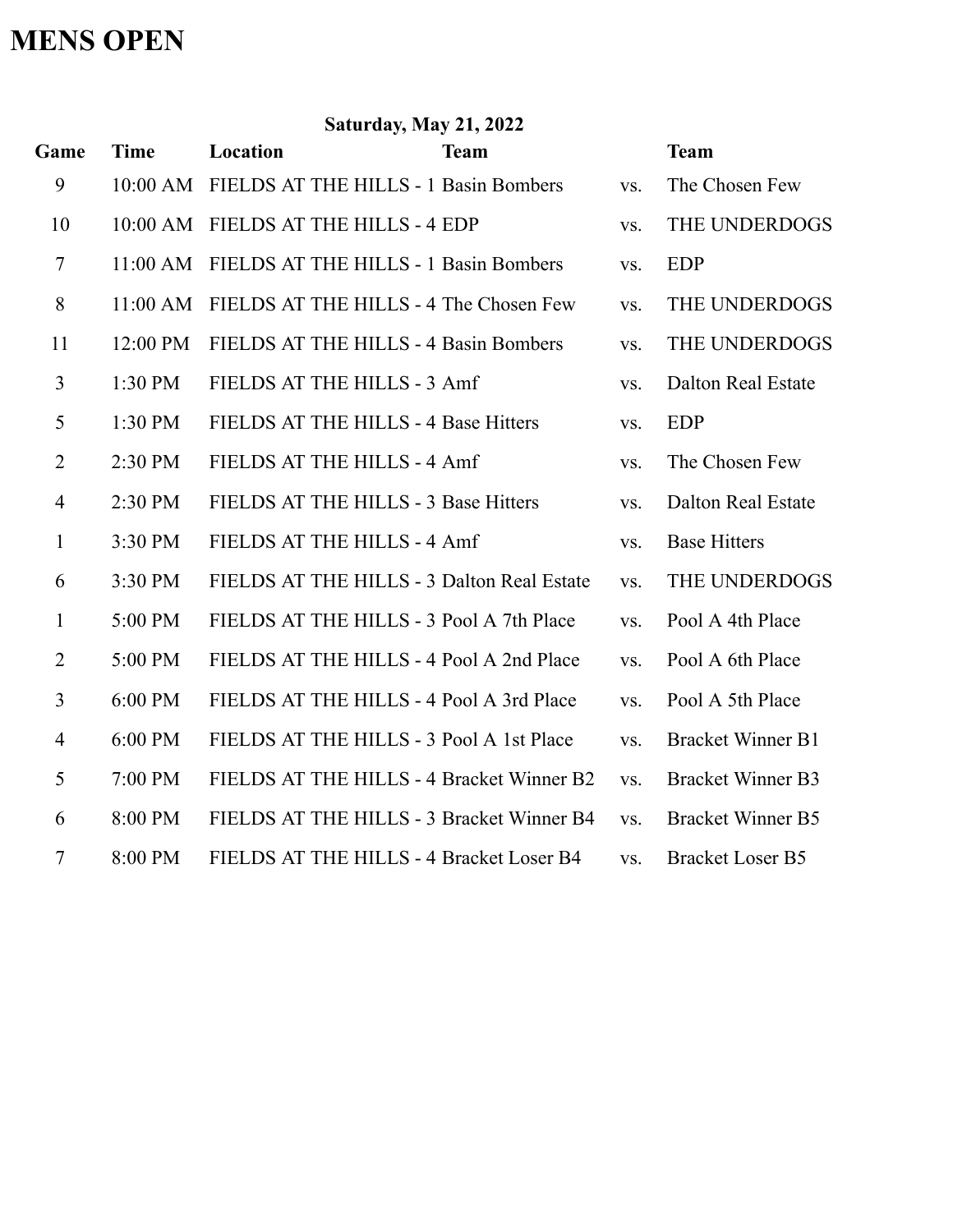# MENS OPEN

**Saturday, May 21, 2022**

| Game | Time | Location | Team | | Team |
|---|---|---|---|---|---|
| 9 | 10:00 AM | FIELDS AT THE HILLS - 1 | Basin Bombers | vs. | The Chosen Few |
| 10 | 10:00 AM | FIELDS AT THE HILLS - 4 | EDP | vs. | THE UNDERDOGS |
| 7 | 11:00 AM | FIELDS AT THE HILLS - 1 | Basin Bombers | vs. | EDP |
| 8 | 11:00 AM | FIELDS AT THE HILLS - 4 | The Chosen Few | vs. | THE UNDERDOGS |
| 11 | 12:00 PM | FIELDS AT THE HILLS - 4 | Basin Bombers | vs. | THE UNDERDOGS |
| 3 | 1:30 PM | FIELDS AT THE HILLS - 3 | Amf | vs. | Dalton Real Estate |
| 5 | 1:30 PM | FIELDS AT THE HILLS - 4 | Base Hitters | vs. | EDP |
| 2 | 2:30 PM | FIELDS AT THE HILLS - 4 | Amf | vs. | The Chosen Few |
| 4 | 2:30 PM | FIELDS AT THE HILLS - 3 | Base Hitters | vs. | Dalton Real Estate |
| 1 | 3:30 PM | FIELDS AT THE HILLS - 4 | Amf | vs. | Base Hitters |
| 6 | 3:30 PM | FIELDS AT THE HILLS - 3 | Dalton Real Estate | vs. | THE UNDERDOGS |
| 1 | 5:00 PM | FIELDS AT THE HILLS - 3 | Pool A 7th Place | vs. | Pool A 4th Place |
| 2 | 5:00 PM | FIELDS AT THE HILLS - 4 | Pool A 2nd Place | vs. | Pool A 6th Place |
| 3 | 6:00 PM | FIELDS AT THE HILLS - 4 | Pool A 3rd Place | vs. | Pool A 5th Place |
| 4 | 6:00 PM | FIELDS AT THE HILLS - 3 | Pool A 1st Place | vs. | Bracket Winner B1 |
| 5 | 7:00 PM | FIELDS AT THE HILLS - 4 | Bracket Winner B2 | vs. | Bracket Winner B3 |
| 6 | 8:00 PM | FIELDS AT THE HILLS - 3 | Bracket Winner B4 | vs. | Bracket Winner B5 |
| 7 | 8:00 PM | FIELDS AT THE HILLS - 4 | Bracket Loser B4 | vs. | Bracket Loser B5 |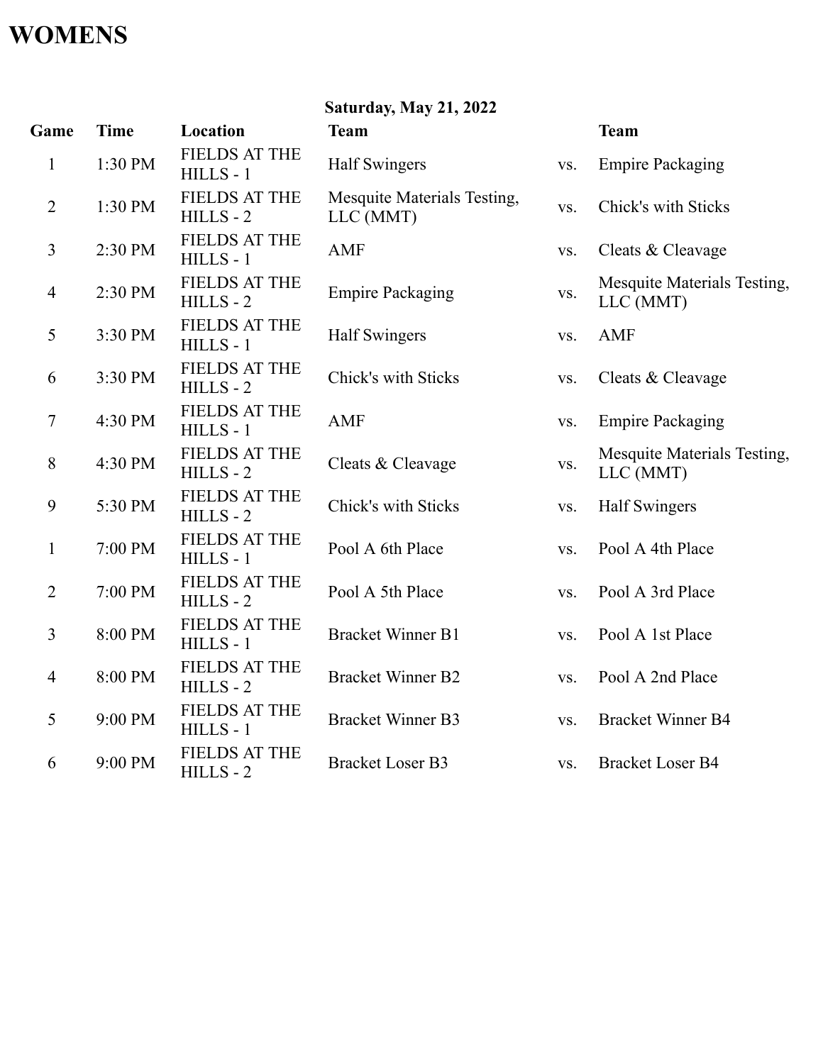# WOMENS

| Game | Time | Location | Team | | Team |
|---|---|---|---|---|---|
| | | | **Saturday, May 21, 2022** | | |
| 1 | 1:30 PM | FIELDS AT THE HILLS - 1 | Half Swingers | vs. | Empire Packaging |
| 2 | 1:30 PM | FIELDS AT THE HILLS - 2 | Mesquite Materials Testing, LLC (MMT) | vs. | Chick's with Sticks |
| 3 | 2:30 PM | FIELDS AT THE HILLS - 1 | AMF | vs. | Cleats & Cleavage |
| 4 | 2:30 PM | FIELDS AT THE HILLS - 2 | Empire Packaging | vs. | Mesquite Materials Testing, LLC (MMT) |
| 5 | 3:30 PM | FIELDS AT THE HILLS - 1 | Half Swingers | vs. | AMF |
| 6 | 3:30 PM | FIELDS AT THE HILLS - 2 | Chick's with Sticks | vs. | Cleats & Cleavage |
| 7 | 4:30 PM | FIELDS AT THE HILLS - 1 | AMF | vs. | Empire Packaging |
| 8 | 4:30 PM | FIELDS AT THE HILLS - 2 | Cleats & Cleavage | vs. | Mesquite Materials Testing, LLC (MMT) |
| 9 | 5:30 PM | FIELDS AT THE HILLS - 2 | Chick's with Sticks | vs. | Half Swingers |
| 1 | 7:00 PM | FIELDS AT THE HILLS - 1 | Pool A 6th Place | vs. | Pool A 4th Place |
| 2 | 7:00 PM | FIELDS AT THE HILLS - 2 | Pool A 5th Place | vs. | Pool A 3rd Place |
| 3 | 8:00 PM | FIELDS AT THE HILLS - 1 | Bracket Winner B1 | vs. | Pool A 1st Place |
| 4 | 8:00 PM | FIELDS AT THE HILLS - 2 | Bracket Winner B2 | vs. | Pool A 2nd Place |
| 5 | 9:00 PM | FIELDS AT THE HILLS - 1 | Bracket Winner B3 | vs. | Bracket Winner B4 |
| 6 | 9:00 PM | FIELDS AT THE HILLS - 2 | Bracket Loser B3 | vs. | Bracket Loser B4 |